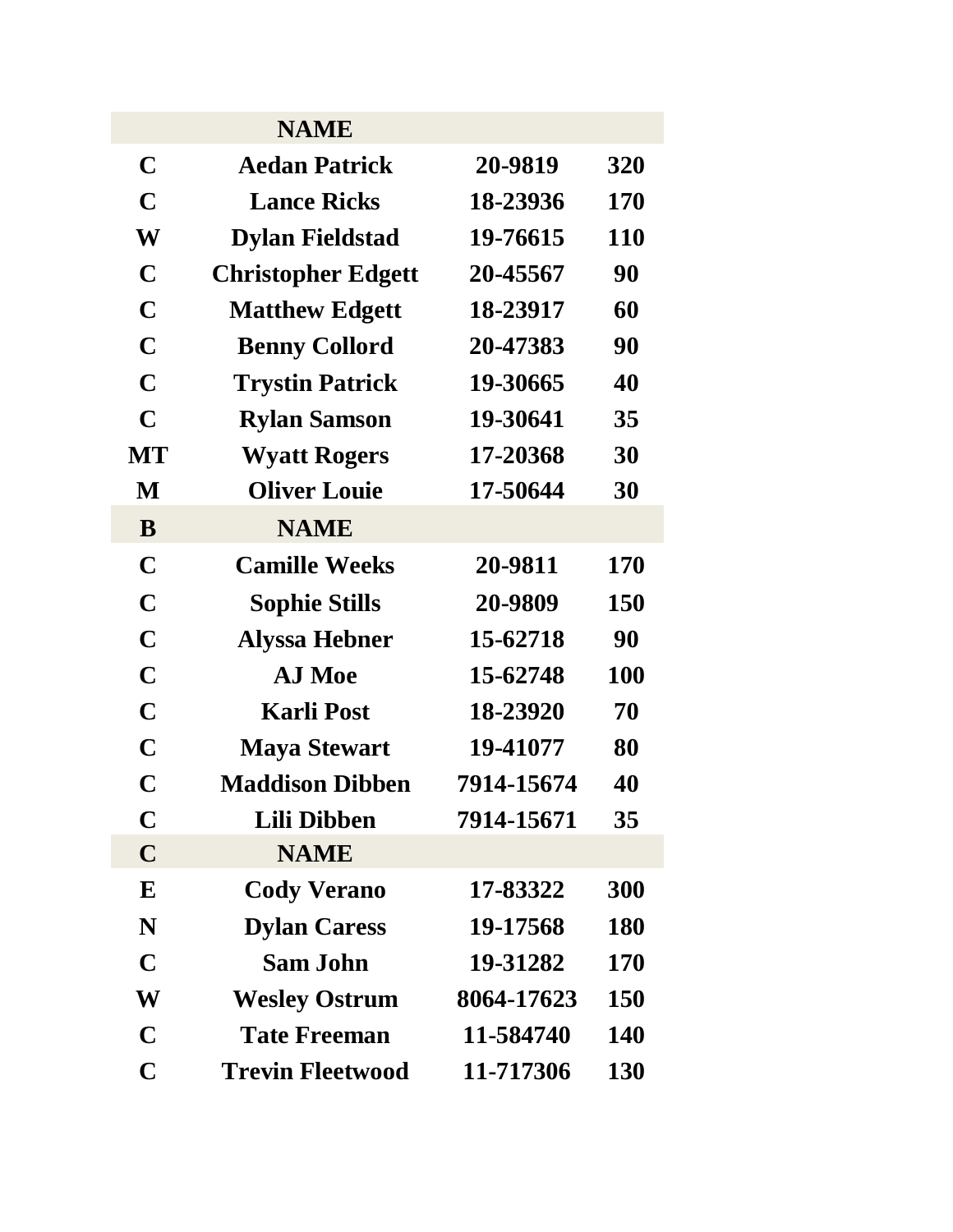| | NAME | | |
|---|---|---|---|
| C | Aedan Patrick | 20-9819 | 320 |
| C | Lance Ricks | 18-23936 | 170 |
| W | Dylan Fieldstad | 19-76615 | 110 |
| C | Christopher Edgett | 20-45567 | 90 |
| C | Matthew Edgett | 18-23917 | 60 |
| C | Benny Collord | 20-47383 | 90 |
| C | Trystin Patrick | 19-30665 | 40 |
| C | Rylan Samson | 19-30641 | 35 |
| MT | Wyatt Rogers | 17-20368 | 30 |
| M | Oliver Louie | 17-50644 | 30 |
| B | NAME | | |
| C | Camille Weeks | 20-9811 | 170 |
| C | Sophie Stills | 20-9809 | 150 |
| C | Alyssa Hebner | 15-62718 | 90 |
| C | AJ Moe | 15-62748 | 100 |
| C | Karli Post | 18-23920 | 70 |
| C | Maya Stewart | 19-41077 | 80 |
| C | Maddison Dibben | 7914-15674 | 40 |
| C | Lili Dibben | 7914-15671 | 35 |
| C | NAME | | |
| E | Cody Verano | 17-83322 | 300 |
| N | Dylan Caress | 19-17568 | 180 |
| C | Sam John | 19-31282 | 170 |
| W | Wesley Ostrum | 8064-17623 | 150 |
| C | Tate Freeman | 11-584740 | 140 |
| C | Trevin Fleetwood | 11-717306 | 130 |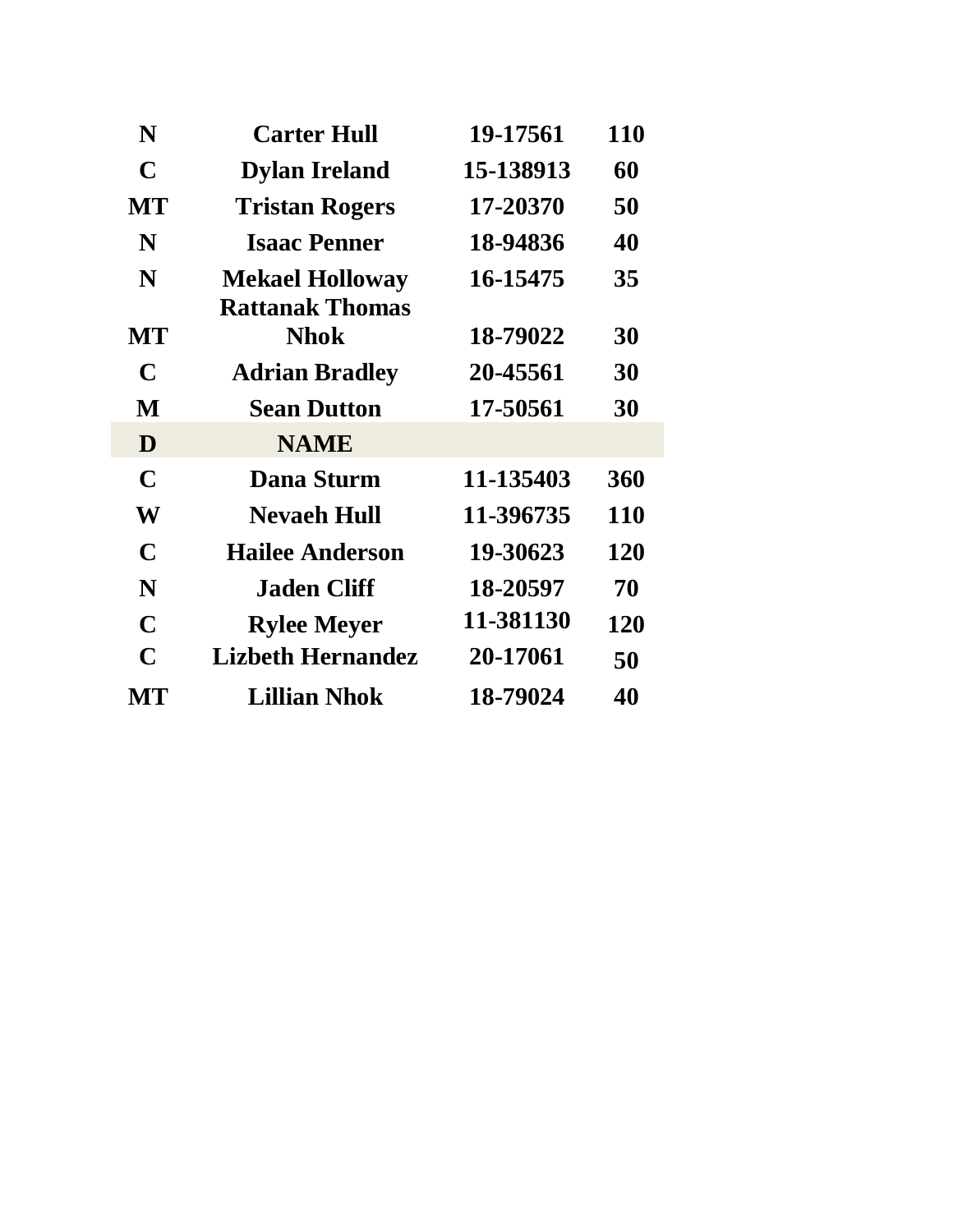| | | | |
|---|---|---|---|
| N | Carter Hull | 19-17561 | 110 |
| C | Dylan Ireland | 15-138913 | 60 |
| MT | Tristan Rogers | 17-20370 | 50 |
| N | Isaac Penner | 18-94836 | 40 |
| N | Mekael Holloway | 16-15475 | 35 |
| MT | Rattanak Thomas Nhok | 18-79022 | 30 |
| C | Adrian Bradley | 20-45561 | 30 |
| M | Sean Dutton | 17-50561 | 30 |
| D | NAME | | |
| C | Dana Sturm | 11-135403 | 360 |
| W | Nevaeh Hull | 11-396735 | 110 |
| C | Hailee Anderson | 19-30623 | 120 |
| N | Jaden Cliff | 18-20597 | 70 |
| C | Rylee Meyer | 11-381130 | 120 |
| C | Lizbeth Hernandez | 20-17061 | 50 |
| MT | Lillian Nhok | 18-79024 | 40 |